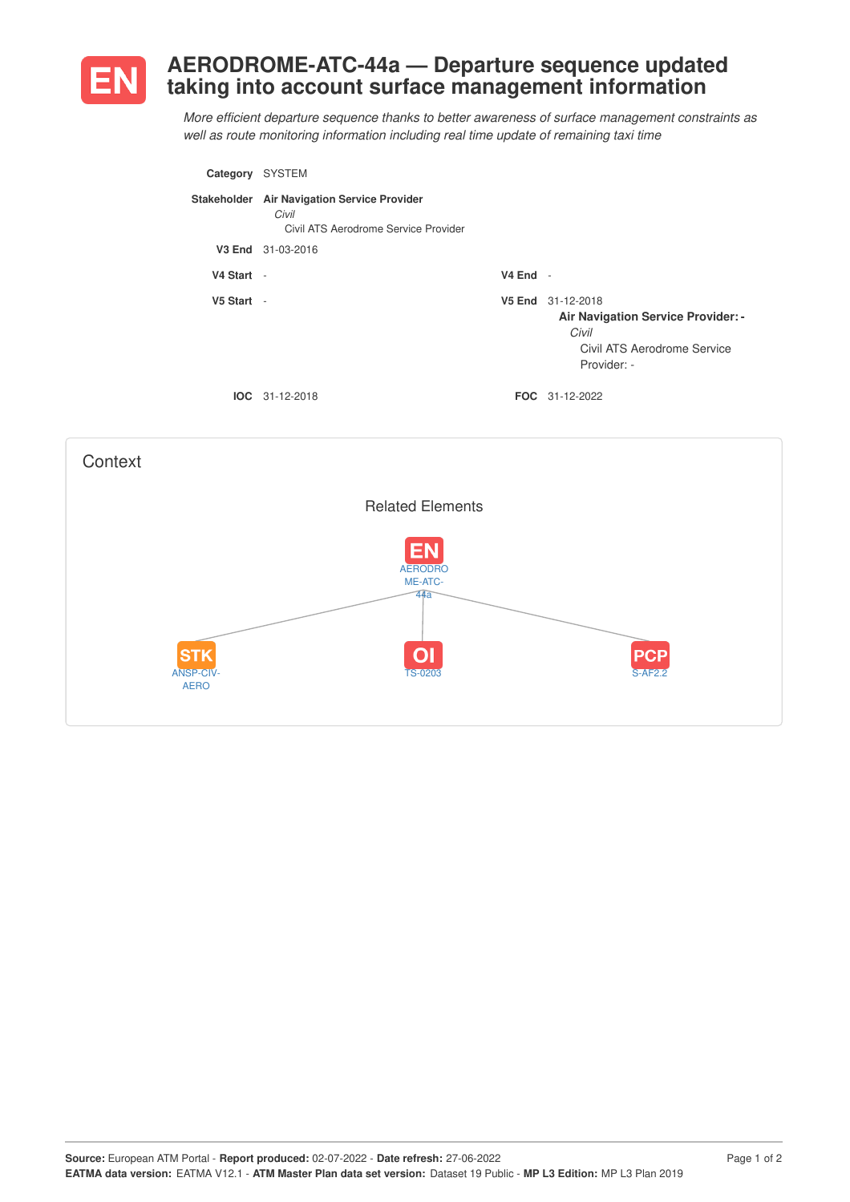# EN AERODROME-ATC-44a — Departure sequence updated taking into account surface management information

*More efficient departure sequence thanks to better awareness of surface management constraints as well as route monitoring information including real time update of remaining taxi time*

**Category** SYSTEM

**Stakeholder** **Air Navigation Service Provider**
*Civil*
Civil ATS Aerodrome Service Provider

**V3 End** 31-03-2016

**V4 Start** -

**V4 End** -

**V5 Start** -

**V5 End** 31-12-2018
**Air Navigation Service Provider: -**
*Civil*
Civil ATS Aerodrome Service Provider: -

**IOC** 31-12-2018

**FOC** 31-12-2022

## Context

### Related Elements

- EN AERODROME-ATC-44a
  - STK ANSP-CIV-AERO
  - OI TS-0203
  - PCP S-AF2.2

**Source:** European ATM Portal - **Report produced:** 02-07-2022 - **Date refresh:** 27-06-2022
**EATMA data version:** EATMA V12.1 - **ATM Master Plan data set version:** Dataset 19 Public - **MP L3 Edition:** MP L3 Plan 2019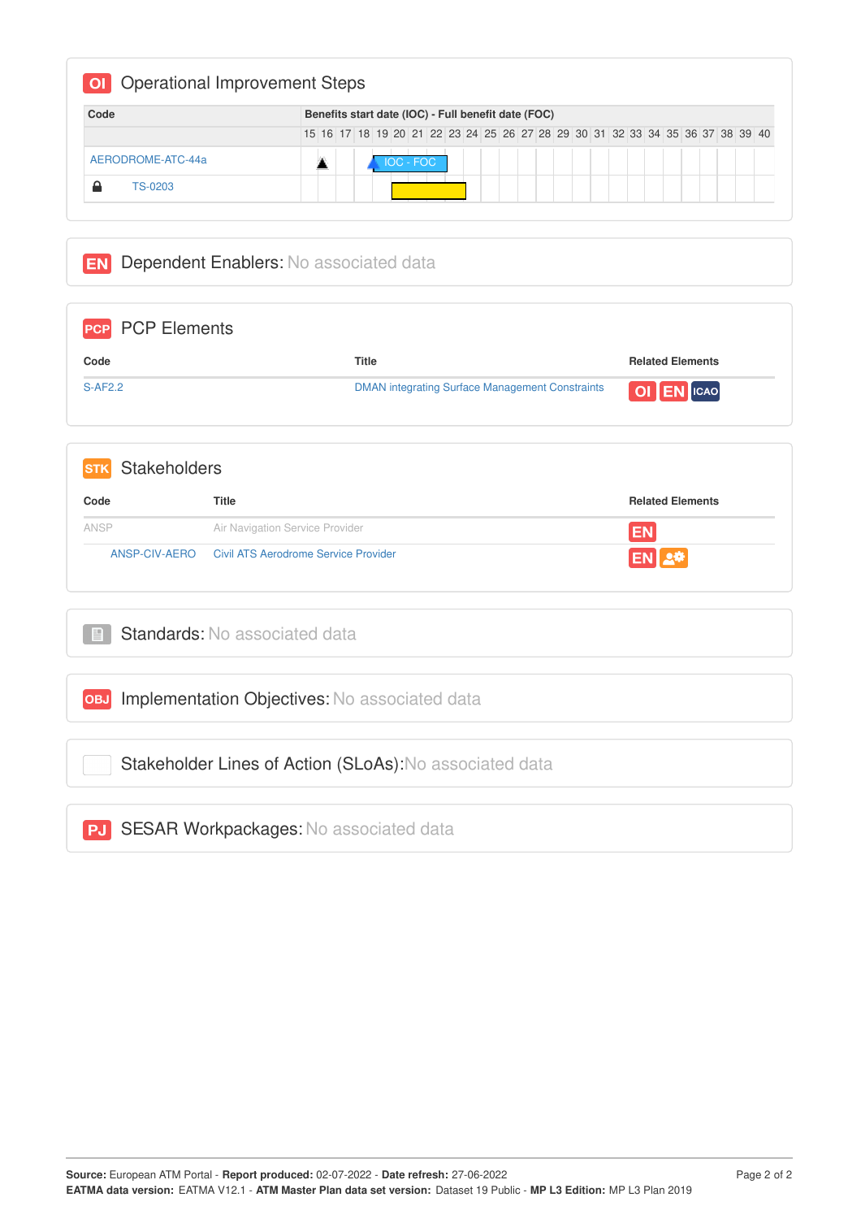## OI Operational Improvement Steps

| Code | Benefits start date (IOC) - Full benefit date (FOC) |
|---|---|
| | 15 16 17 18 19 20 21 22 23 24 25 26 27 28 29 30 31 32 33 34 35 36 37 38 39 40 |
| AERODROME-ATC-44a | IOC - FOC |
| TS-0203 | |

## EN Dependent Enablers: No associated data

## PCP PCP Elements

| Code | Title | Related Elements |
|---|---|---|
| S-AF2.2 | DMAN integrating Surface Management Constraints | OI EN ICAO |

## STK Stakeholders

| Code | Title | Related Elements |
|---|---|---|
| ANSP | Air Navigation Service Provider | EN |
| ANSP-CIV-AERO | Civil ATS Aerodrome Service Provider | EN |

## Standards: No associated data

## OBJ Implementation Objectives: No associated data

## Stakeholder Lines of Action (SLoAs): No associated data

## PJ SESAR Workpackages: No associated data

**Source:** European ATM Portal - **Report produced:** 02-07-2022 - **Date refresh:** 27-06-2022
**EATMA data version:** EATMA V12.1 - **ATM Master Plan data set version:** Dataset 19 Public - **MP L3 Edition:** MP L3 Plan 2019